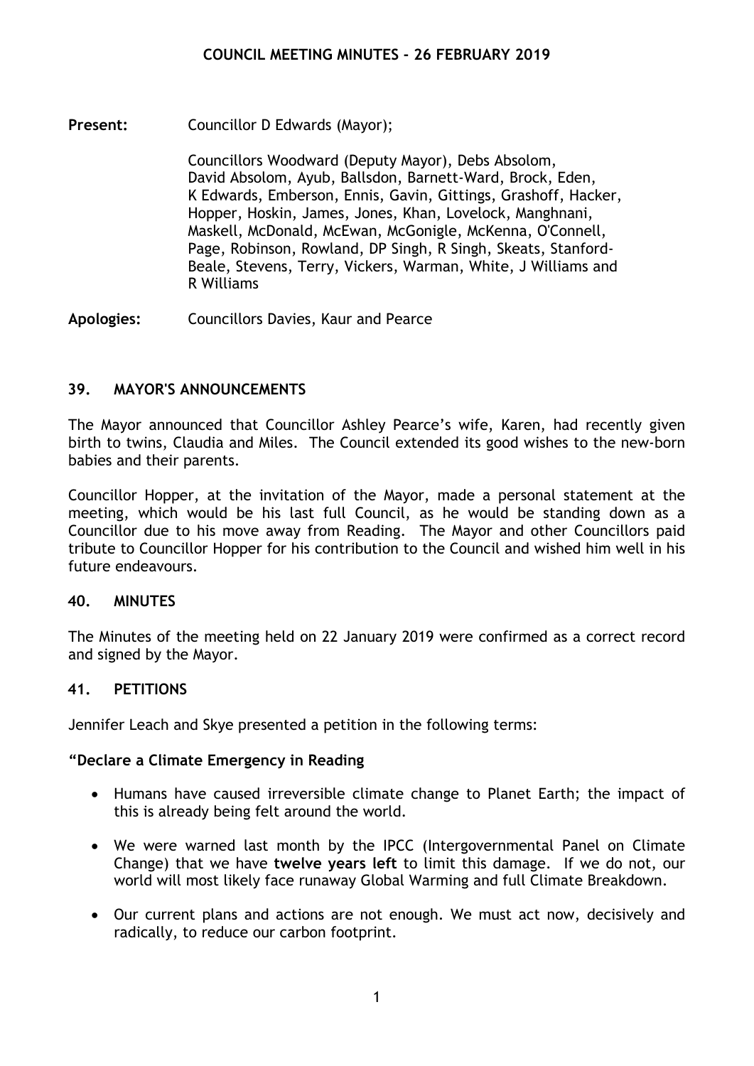# COUNCIL MEETING MINUTES - 26 FEBRUARY 2019

**Present:** Councillor D Edwards (Mayor);

Councillors Woodward (Deputy Mayor), Debs Absolom, David Absolom, Ayub, Ballsdon, Barnett-Ward, Brock, Eden, K Edwards, Emberson, Ennis, Gavin, Gittings, Grashoff, Hacker, Hopper, Hoskin, James, Jones, Khan, Lovelock, Manghnani, Maskell, McDonald, McEwan, McGonigle, McKenna, O'Connell, Page, Robinson, Rowland, DP Singh, R Singh, Skeats, Stanford-Beale, Stevens, Terry, Vickers, Warman, White, J Williams and R Williams

**Apologies:** Councillors Davies, Kaur and Pearce

## 39. MAYOR'S ANNOUNCEMENTS

The Mayor announced that Councillor Ashley Pearce's wife, Karen, had recently given birth to twins, Claudia and Miles. The Council extended its good wishes to the new-born babies and their parents.

Councillor Hopper, at the invitation of the Mayor, made a personal statement at the meeting, which would be his last full Council, as he would be standing down as a Councillor due to his move away from Reading. The Mayor and other Councillors paid tribute to Councillor Hopper for his contribution to the Council and wished him well in his future endeavours.

## 40. MINUTES

The Minutes of the meeting held on 22 January 2019 were confirmed as a correct record and signed by the Mayor.

## 41. PETITIONS

Jennifer Leach and Skye presented a petition in the following terms:

**"Declare a Climate Emergency in Reading**

- Humans have caused irreversible climate change to Planet Earth; the impact of this is already being felt around the world.
- We were warned last month by the IPCC (Intergovernmental Panel on Climate Change) that we have **twelve years left** to limit this damage. If we do not, our world will most likely face runaway Global Warming and full Climate Breakdown.
- Our current plans and actions are not enough. We must act now, decisively and radically, to reduce our carbon footprint.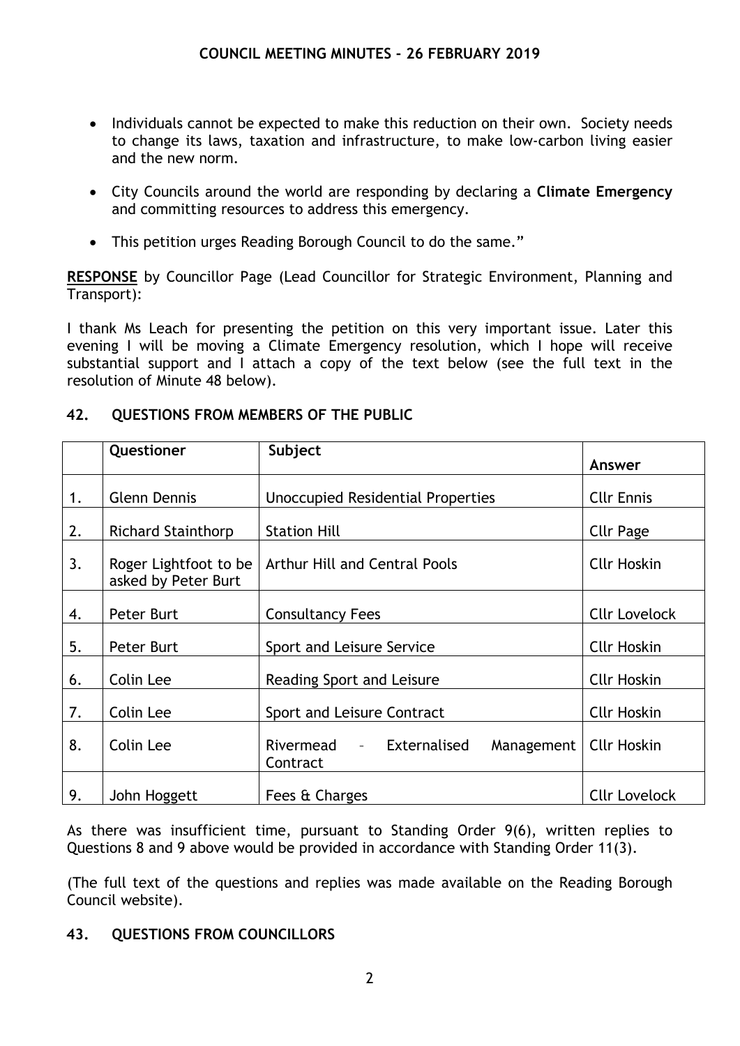- Individuals cannot be expected to make this reduction on their own. Society needs to change its laws, taxation and infrastructure, to make low-carbon living easier and the new norm.
- City Councils around the world are responding by declaring a **Climate Emergency** and committing resources to address this emergency.
- This petition urges Reading Borough Council to do the same."

**RESPONSE** by Councillor Page (Lead Councillor for Strategic Environment, Planning and Transport):

I thank Ms Leach for presenting the petition on this very important issue. Later this evening I will be moving a Climate Emergency resolution, which I hope will receive substantial support and I attach a copy of the text below (see the full text in the resolution of Minute 48 below).

## 42. QUESTIONS FROM MEMBERS OF THE PUBLIC

| | Questioner | Subject | Answer |
|---|---|---|---|
| 1. | Glenn Dennis | Unoccupied Residential Properties | Cllr Ennis |
| 2. | Richard Stainthorp | Station Hill | Cllr Page |
| 3. | Roger Lightfoot to be asked by Peter Burt | Arthur Hill and Central Pools | Cllr Hoskin |
| 4. | Peter Burt | Consultancy Fees | Cllr Lovelock |
| 5. | Peter Burt | Sport and Leisure Service | Cllr Hoskin |
| 6. | Colin Lee | Reading Sport and Leisure | Cllr Hoskin |
| 7. | Colin Lee | Sport and Leisure Contract | Cllr Hoskin |
| 8. | Colin Lee | Rivermead – Externalised Management Contract | Cllr Hoskin |
| 9. | John Hoggett | Fees & Charges | Cllr Lovelock |

As there was insufficient time, pursuant to Standing Order 9(6), written replies to Questions 8 and 9 above would be provided in accordance with Standing Order 11(3).

(The full text of the questions and replies was made available on the Reading Borough Council website).

## 43. QUESTIONS FROM COUNCILLORS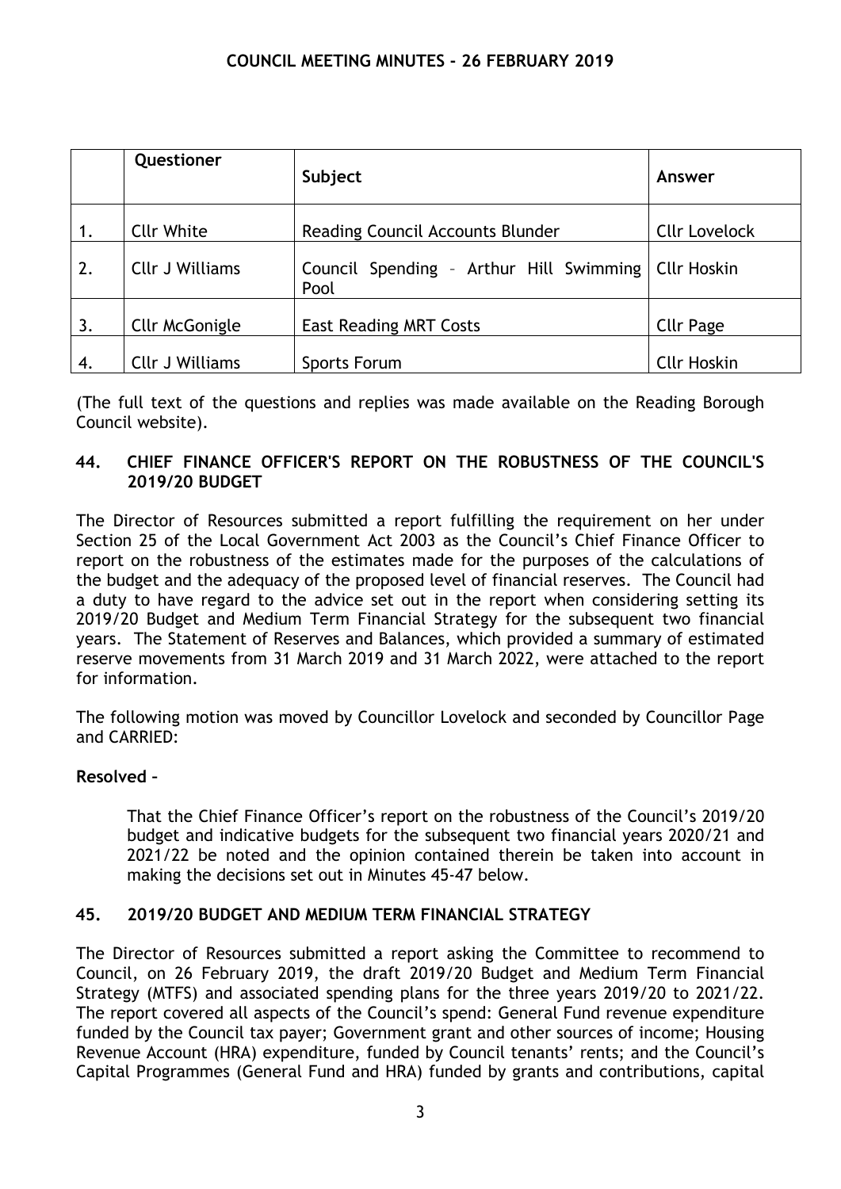|  | Questioner | Subject | Answer |
|---|---|---|---|
| 1. | Cllr White | Reading Council Accounts Blunder | Cllr Lovelock |
| 2. | Cllr J Williams | Council Spending – Arthur Hill Swimming Pool | Cllr Hoskin |
| 3. | Cllr McGonigle | East Reading MRT Costs | Cllr Page |
| 4. | Cllr J Williams | Sports Forum | Cllr Hoskin |

(The full text of the questions and replies was made available on the Reading Borough Council website).

## 44. CHIEF FINANCE OFFICER'S REPORT ON THE ROBUSTNESS OF THE COUNCIL'S 2019/20 BUDGET

The Director of Resources submitted a report fulfilling the requirement on her under Section 25 of the Local Government Act 2003 as the Council's Chief Finance Officer to report on the robustness of the estimates made for the purposes of the calculations of the budget and the adequacy of the proposed level of financial reserves. The Council had a duty to have regard to the advice set out in the report when considering setting its 2019/20 Budget and Medium Term Financial Strategy for the subsequent two financial years. The Statement of Reserves and Balances, which provided a summary of estimated reserve movements from 31 March 2019 and 31 March 2022, were attached to the report for information.

The following motion was moved by Councillor Lovelock and seconded by Councillor Page and CARRIED:

**Resolved –**

> That the Chief Finance Officer's report on the robustness of the Council's 2019/20 budget and indicative budgets for the subsequent two financial years 2020/21 and 2021/22 be noted and the opinion contained therein be taken into account in making the decisions set out in Minutes 45-47 below.

## 45. 2019/20 BUDGET AND MEDIUM TERM FINANCIAL STRATEGY

The Director of Resources submitted a report asking the Committee to recommend to Council, on 26 February 2019, the draft 2019/20 Budget and Medium Term Financial Strategy (MTFS) and associated spending plans for the three years 2019/20 to 2021/22. The report covered all aspects of the Council's spend: General Fund revenue expenditure funded by the Council tax payer; Government grant and other sources of income; Housing Revenue Account (HRA) expenditure, funded by Council tenants' rents; and the Council's Capital Programmes (General Fund and HRA) funded by grants and contributions, capital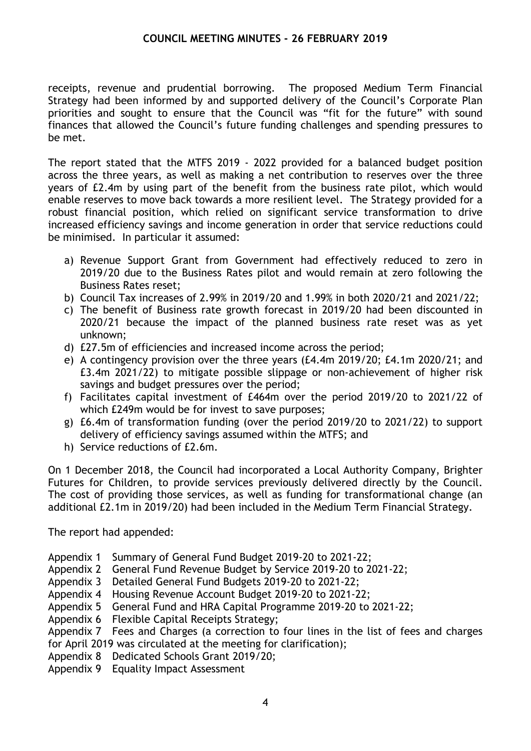receipts, revenue and prudential borrowing. The proposed Medium Term Financial Strategy had been informed by and supported delivery of the Council's Corporate Plan priorities and sought to ensure that the Council was "fit for the future" with sound finances that allowed the Council's future funding challenges and spending pressures to be met.

The report stated that the MTFS 2019 - 2022 provided for a balanced budget position across the three years, as well as making a net contribution to reserves over the three years of £2.4m by using part of the benefit from the business rate pilot, which would enable reserves to move back towards a more resilient level. The Strategy provided for a robust financial position, which relied on significant service transformation to drive increased efficiency savings and income generation in order that service reductions could be minimised. In particular it assumed:

a) Revenue Support Grant from Government had effectively reduced to zero in 2019/20 due to the Business Rates pilot and would remain at zero following the Business Rates reset;
b) Council Tax increases of 2.99% in 2019/20 and 1.99% in both 2020/21 and 2021/22;
c) The benefit of Business rate growth forecast in 2019/20 had been discounted in 2020/21 because the impact of the planned business rate reset was as yet unknown;
d) £27.5m of efficiencies and increased income across the period;
e) A contingency provision over the three years (£4.4m 2019/20; £4.1m 2020/21; and £3.4m 2021/22) to mitigate possible slippage or non-achievement of higher risk savings and budget pressures over the period;
f) Facilitates capital investment of £464m over the period 2019/20 to 2021/22 of which £249m would be for invest to save purposes;
g) £6.4m of transformation funding (over the period 2019/20 to 2021/22) to support delivery of efficiency savings assumed within the MTFS; and
h) Service reductions of £2.6m.

On 1 December 2018, the Council had incorporated a Local Authority Company, Brighter Futures for Children, to provide services previously delivered directly by the Council. The cost of providing those services, as well as funding for transformational change (an additional £2.1m in 2019/20) had been included in the Medium Term Financial Strategy.

The report had appended:

Appendix 1 Summary of General Fund Budget 2019-20 to 2021-22;
Appendix 2 General Fund Revenue Budget by Service 2019-20 to 2021-22;
Appendix 3 Detailed General Fund Budgets 2019-20 to 2021-22;
Appendix 4 Housing Revenue Account Budget 2019-20 to 2021-22;
Appendix 5 General Fund and HRA Capital Programme 2019-20 to 2021-22;
Appendix 6 Flexible Capital Receipts Strategy;
Appendix 7 Fees and Charges (a correction to four lines in the list of fees and charges for April 2019 was circulated at the meeting for clarification);
Appendix 8 Dedicated Schools Grant 2019/20;
Appendix 9 Equality Impact Assessment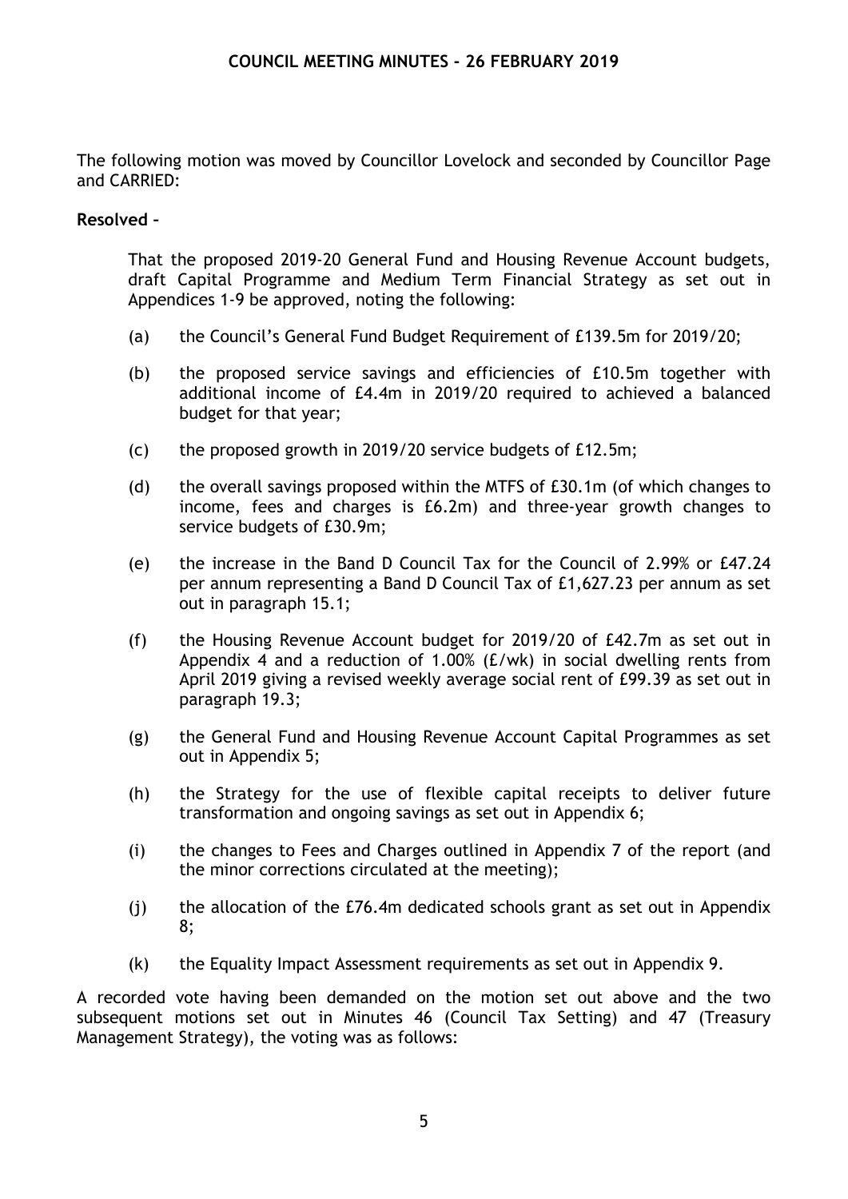The following motion was moved by Councillor Lovelock and seconded by Councillor Page and CARRIED:

**Resolved** –

That the proposed 2019-20 General Fund and Housing Revenue Account budgets, draft Capital Programme and Medium Term Financial Strategy as set out in Appendices 1-9 be approved, noting the following:

(a) the Council's General Fund Budget Requirement of £139.5m for 2019/20;

(b) the proposed service savings and efficiencies of £10.5m together with additional income of £4.4m in 2019/20 required to achieved a balanced budget for that year;

(c) the proposed growth in 2019/20 service budgets of £12.5m;

(d) the overall savings proposed within the MTFS of £30.1m (of which changes to income, fees and charges is £6.2m) and three-year growth changes to service budgets of £30.9m;

(e) the increase in the Band D Council Tax for the Council of 2.99% or £47.24 per annum representing a Band D Council Tax of £1,627.23 per annum as set out in paragraph 15.1;

(f) the Housing Revenue Account budget for 2019/20 of £42.7m as set out in Appendix 4 and a reduction of 1.00% (£/wk) in social dwelling rents from April 2019 giving a revised weekly average social rent of £99.39 as set out in paragraph 19.3;

(g) the General Fund and Housing Revenue Account Capital Programmes as set out in Appendix 5;

(h) the Strategy for the use of flexible capital receipts to deliver future transformation and ongoing savings as set out in Appendix 6;

(i) the changes to Fees and Charges outlined in Appendix 7 of the report (and the minor corrections circulated at the meeting);

(j) the allocation of the £76.4m dedicated schools grant as set out in Appendix 8;

(k) the Equality Impact Assessment requirements as set out in Appendix 9.

A recorded vote having been demanded on the motion set out above and the two subsequent motions set out in Minutes 46 (Council Tax Setting) and 47 (Treasury Management Strategy), the voting was as follows: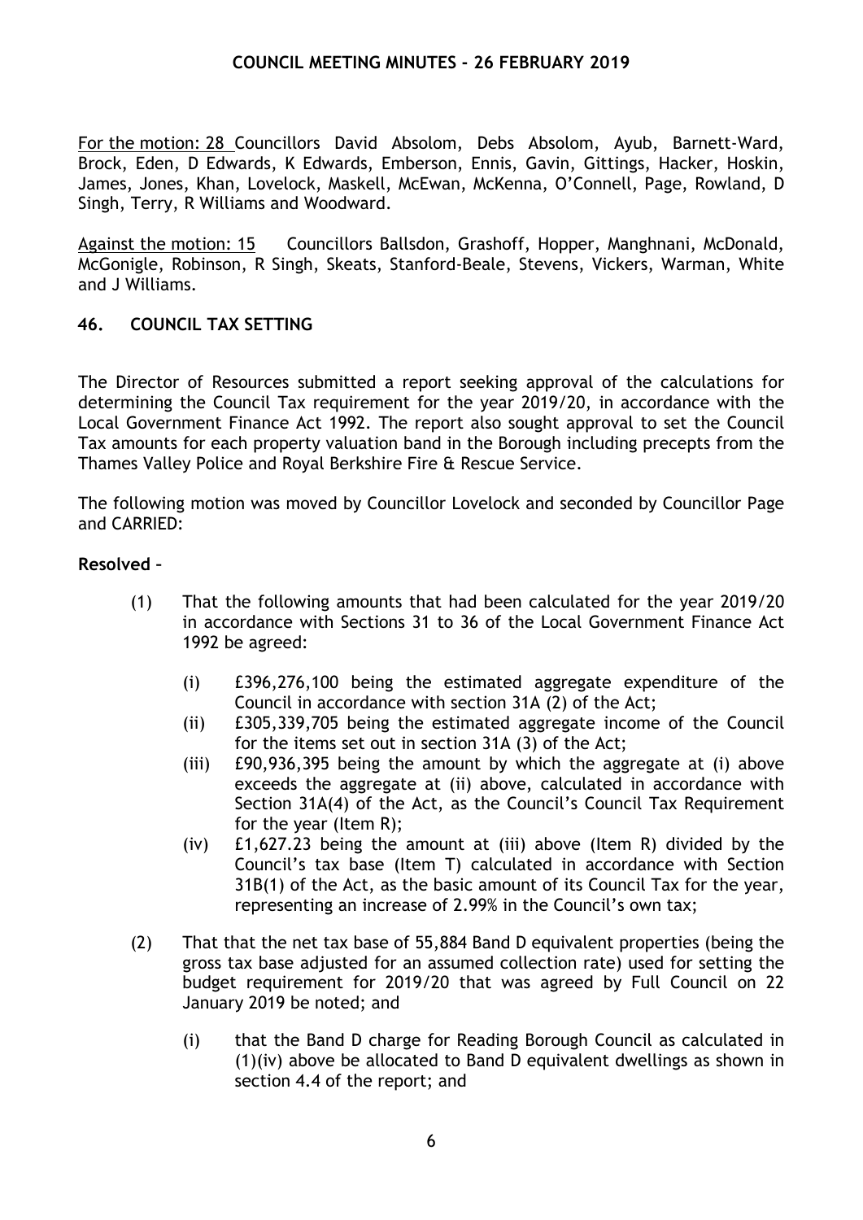For the motion: 28 Councillors David Absolom, Debs Absolom, Ayub, Barnett-Ward, Brock, Eden, D Edwards, K Edwards, Emberson, Ennis, Gavin, Gittings, Hacker, Hoskin, James, Jones, Khan, Lovelock, Maskell, McEwan, McKenna, O'Connell, Page, Rowland, D Singh, Terry, R Williams and Woodward.

Against the motion: 15 Councillors Ballsdon, Grashoff, Hopper, Manghnani, McDonald, McGonigle, Robinson, R Singh, Skeats, Stanford-Beale, Stevens, Vickers, Warman, White and J Williams.

## 46. COUNCIL TAX SETTING

The Director of Resources submitted a report seeking approval of the calculations for determining the Council Tax requirement for the year 2019/20, in accordance with the Local Government Finance Act 1992. The report also sought approval to set the Council Tax amounts for each property valuation band in the Borough including precepts from the Thames Valley Police and Royal Berkshire Fire & Rescue Service.

The following motion was moved by Councillor Lovelock and seconded by Councillor Page and CARRIED:

**Resolved –**

(1) That the following amounts that had been calculated for the year 2019/20 in accordance with Sections 31 to 36 of the Local Government Finance Act 1992 be agreed:

   (i) £396,276,100 being the estimated aggregate expenditure of the Council in accordance with section 31A (2) of the Act;

   (ii) £305,339,705 being the estimated aggregate income of the Council for the items set out in section 31A (3) of the Act;

   (iii) £90,936,395 being the amount by which the aggregate at (i) above exceeds the aggregate at (ii) above, calculated in accordance with Section 31A(4) of the Act, as the Council's Council Tax Requirement for the year (Item R);

   (iv) £1,627.23 being the amount at (iii) above (Item R) divided by the Council's tax base (Item T) calculated in accordance with Section 31B(1) of the Act, as the basic amount of its Council Tax for the year, representing an increase of 2.99% in the Council's own tax;

(2) That that the net tax base of 55,884 Band D equivalent properties (being the gross tax base adjusted for an assumed collection rate) used for setting the budget requirement for 2019/20 that was agreed by Full Council on 22 January 2019 be noted; and

   (i) that the Band D charge for Reading Borough Council as calculated in (1)(iv) above be allocated to Band D equivalent dwellings as shown in section 4.4 of the report; and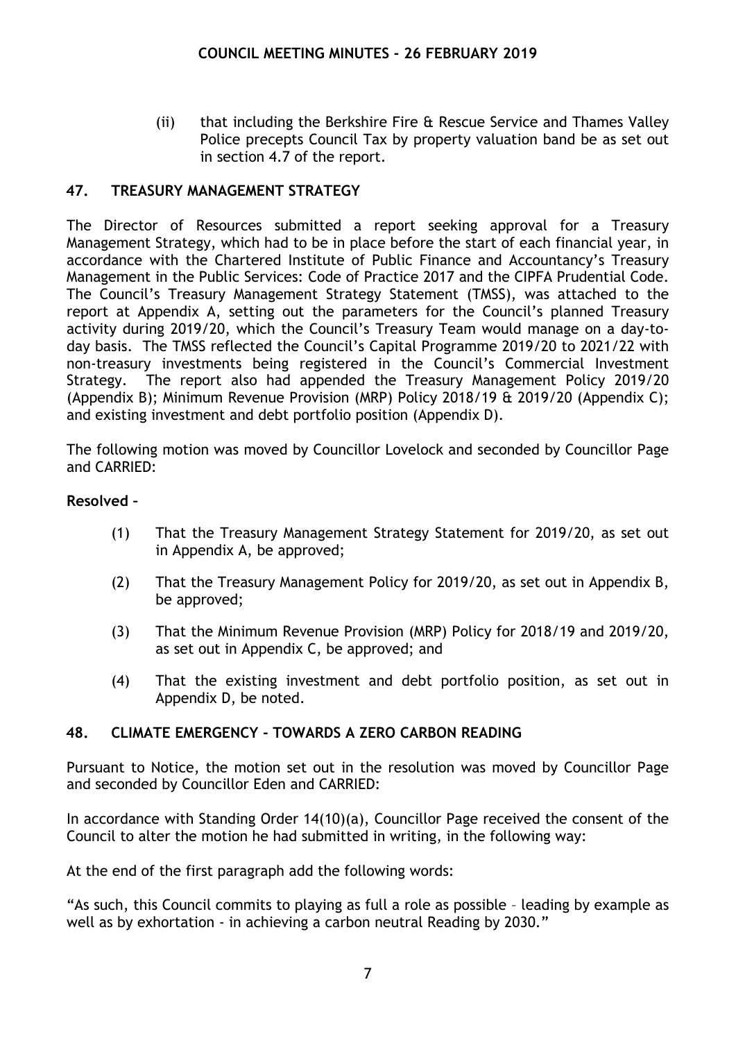(ii) that including the Berkshire Fire & Rescue Service and Thames Valley Police precepts Council Tax by property valuation band be as set out in section 4.7 of the report.

## 47. TREASURY MANAGEMENT STRATEGY

The Director of Resources submitted a report seeking approval for a Treasury Management Strategy, which had to be in place before the start of each financial year, in accordance with the Chartered Institute of Public Finance and Accountancy's Treasury Management in the Public Services: Code of Practice 2017 and the CIPFA Prudential Code. The Council's Treasury Management Strategy Statement (TMSS), was attached to the report at Appendix A, setting out the parameters for the Council's planned Treasury activity during 2019/20, which the Council's Treasury Team would manage on a day-to-day basis. The TMSS reflected the Council's Capital Programme 2019/20 to 2021/22 with non-treasury investments being registered in the Council's Commercial Investment Strategy. The report also had appended the Treasury Management Policy 2019/20 (Appendix B); Minimum Revenue Provision (MRP) Policy 2018/19 & 2019/20 (Appendix C); and existing investment and debt portfolio position (Appendix D).

The following motion was moved by Councillor Lovelock and seconded by Councillor Page and CARRIED:

**Resolved** –

(1) That the Treasury Management Strategy Statement for 2019/20, as set out in Appendix A, be approved;

(2) That the Treasury Management Policy for 2019/20, as set out in Appendix B, be approved;

(3) That the Minimum Revenue Provision (MRP) Policy for 2018/19 and 2019/20, as set out in Appendix C, be approved; and

(4) That the existing investment and debt portfolio position, as set out in Appendix D, be noted.

## 48. CLIMATE EMERGENCY - TOWARDS A ZERO CARBON READING

Pursuant to Notice, the motion set out in the resolution was moved by Councillor Page and seconded by Councillor Eden and CARRIED:

In accordance with Standing Order 14(10)(a), Councillor Page received the consent of the Council to alter the motion he had submitted in writing, in the following way:

At the end of the first paragraph add the following words:

"As such, this Council commits to playing as full a role as possible – leading by example as well as by exhortation - in achieving a carbon neutral Reading by 2030."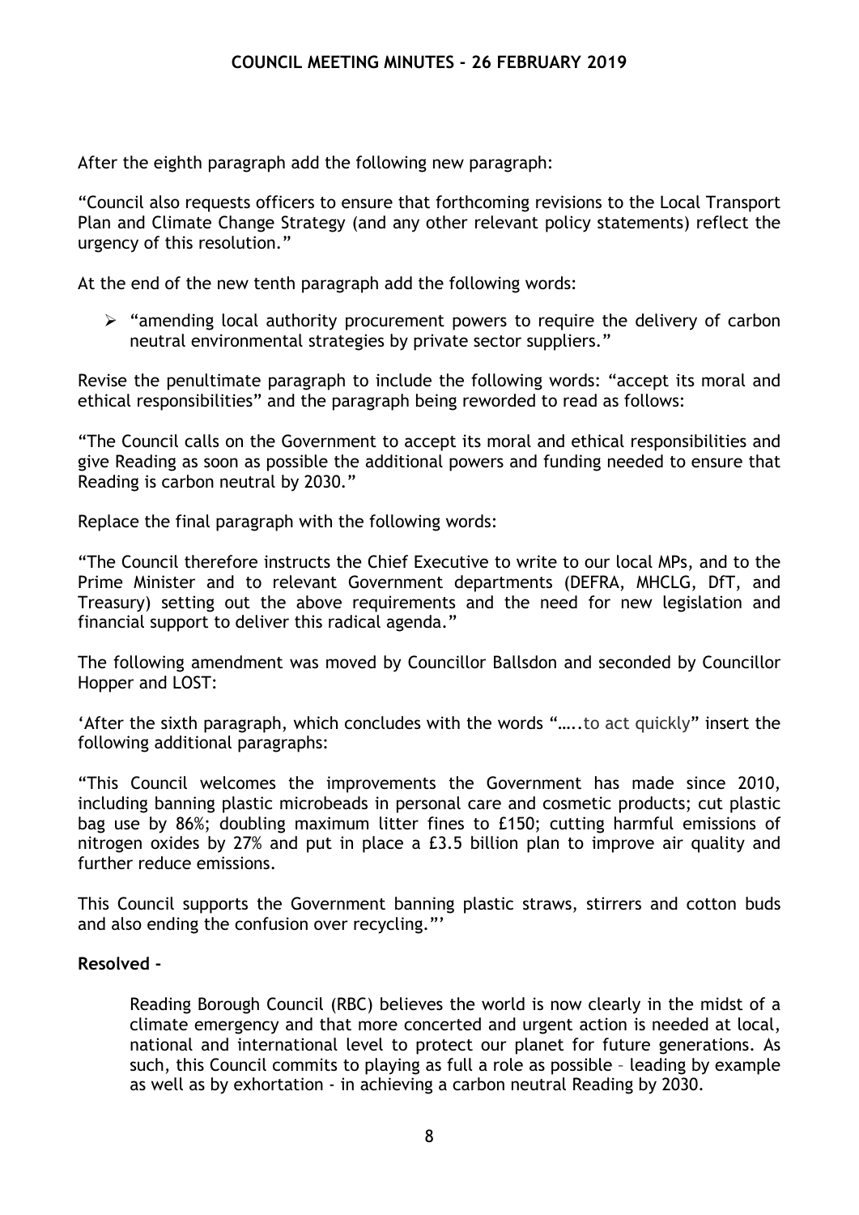After the eighth paragraph add the following new paragraph:

"Council also requests officers to ensure that forthcoming revisions to the Local Transport Plan and Climate Change Strategy (and any other relevant policy statements) reflect the urgency of this resolution."

At the end of the new tenth paragraph add the following words:

- "amending local authority procurement powers to require the delivery of carbon neutral environmental strategies by private sector suppliers."

Revise the penultimate paragraph to include the following words: "accept its moral and ethical responsibilities" and the paragraph being reworded to read as follows:

"The Council calls on the Government to accept its moral and ethical responsibilities and give Reading as soon as possible the additional powers and funding needed to ensure that Reading is carbon neutral by 2030."

Replace the final paragraph with the following words:

"The Council therefore instructs the Chief Executive to write to our local MPs, and to the Prime Minister and to relevant Government departments (DEFRA, MHCLG, DfT, and Treasury) setting out the above requirements and the need for new legislation and financial support to deliver this radical agenda."

The following amendment was moved by Councillor Ballsdon and seconded by Councillor Hopper and LOST:

'After the sixth paragraph, which concludes with the words "…..to act quickly" insert the following additional paragraphs:

"This Council welcomes the improvements the Government has made since 2010, including banning plastic microbeads in personal care and cosmetic products; cut plastic bag use by 86%; doubling maximum litter fines to £150; cutting harmful emissions of nitrogen oxides by 27% and put in place a £3.5 billion plan to improve air quality and further reduce emissions.

This Council supports the Government banning plastic straws, stirrers and cotton buds and also ending the confusion over recycling."'

**Resolved -**

Reading Borough Council (RBC) believes the world is now clearly in the midst of a climate emergency and that more concerted and urgent action is needed at local, national and international level to protect our planet for future generations. As such, this Council commits to playing as full a role as possible – leading by example as well as by exhortation - in achieving a carbon neutral Reading by 2030.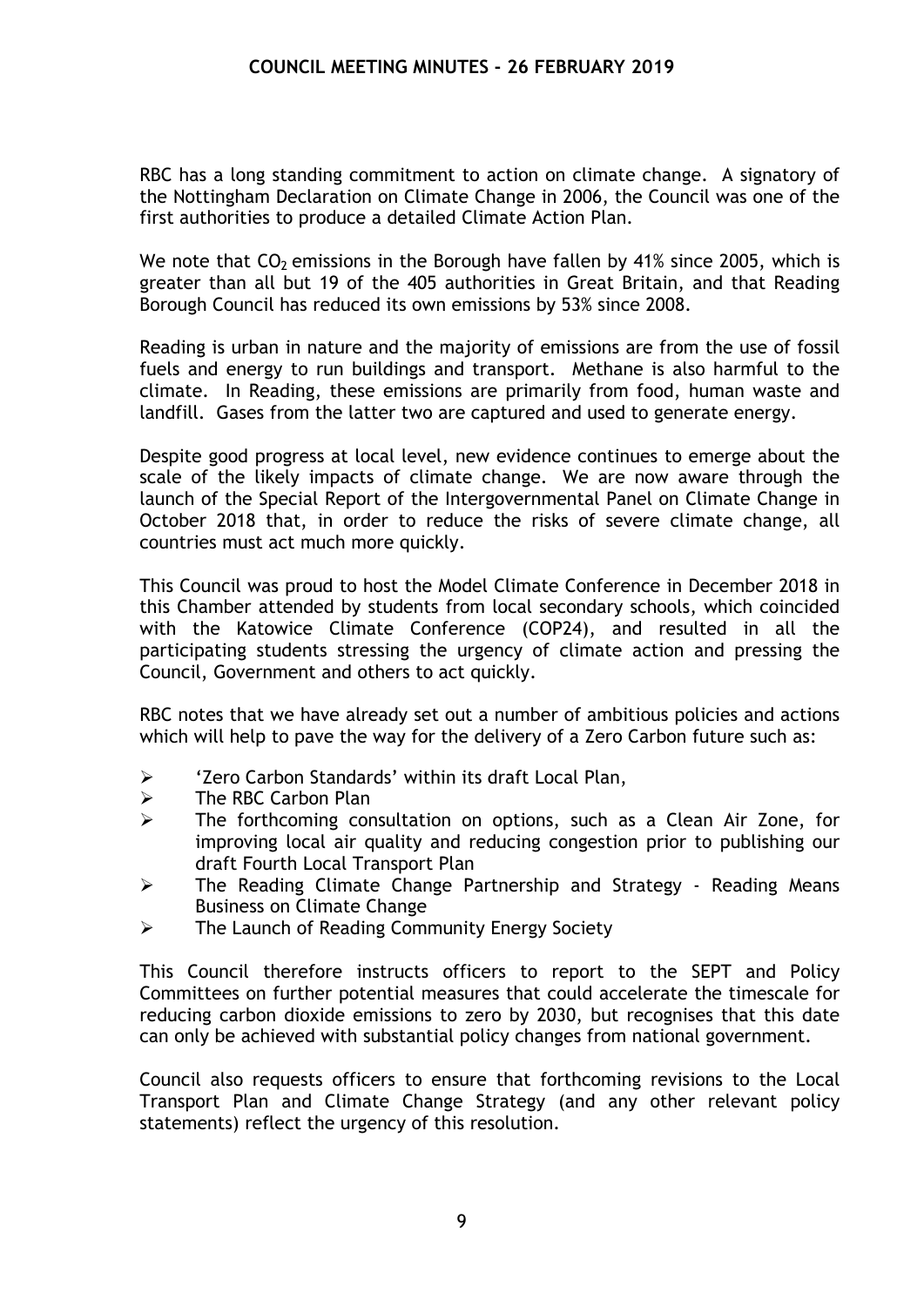RBC has a long standing commitment to action on climate change. A signatory of the Nottingham Declaration on Climate Change in 2006, the Council was one of the first authorities to produce a detailed Climate Action Plan.

We note that $CO_2$ emissions in the Borough have fallen by 41% since 2005, which is greater than all but 19 of the 405 authorities in Great Britain, and that Reading Borough Council has reduced its own emissions by 53% since 2008.

Reading is urban in nature and the majority of emissions are from the use of fossil fuels and energy to run buildings and transport. Methane is also harmful to the climate. In Reading, these emissions are primarily from food, human waste and landfill. Gases from the latter two are captured and used to generate energy.

Despite good progress at local level, new evidence continues to emerge about the scale of the likely impacts of climate change. We are now aware through the launch of the Special Report of the Intergovernmental Panel on Climate Change in October 2018 that, in order to reduce the risks of severe climate change, all countries must act much more quickly.

This Council was proud to host the Model Climate Conference in December 2018 in this Chamber attended by students from local secondary schools, which coincided with the Katowice Climate Conference (COP24), and resulted in all the participating students stressing the urgency of climate action and pressing the Council, Government and others to act quickly.

RBC notes that we have already set out a number of ambitious policies and actions which will help to pave the way for the delivery of a Zero Carbon future such as:

- 'Zero Carbon Standards' within its draft Local Plan,
- The RBC Carbon Plan
- The forthcoming consultation on options, such as a Clean Air Zone, for improving local air quality and reducing congestion prior to publishing our draft Fourth Local Transport Plan
- The Reading Climate Change Partnership and Strategy - Reading Means Business on Climate Change
- The Launch of Reading Community Energy Society

This Council therefore instructs officers to report to the SEPT and Policy Committees on further potential measures that could accelerate the timescale for reducing carbon dioxide emissions to zero by 2030, but recognises that this date can only be achieved with substantial policy changes from national government.

Council also requests officers to ensure that forthcoming revisions to the Local Transport Plan and Climate Change Strategy (and any other relevant policy statements) reflect the urgency of this resolution.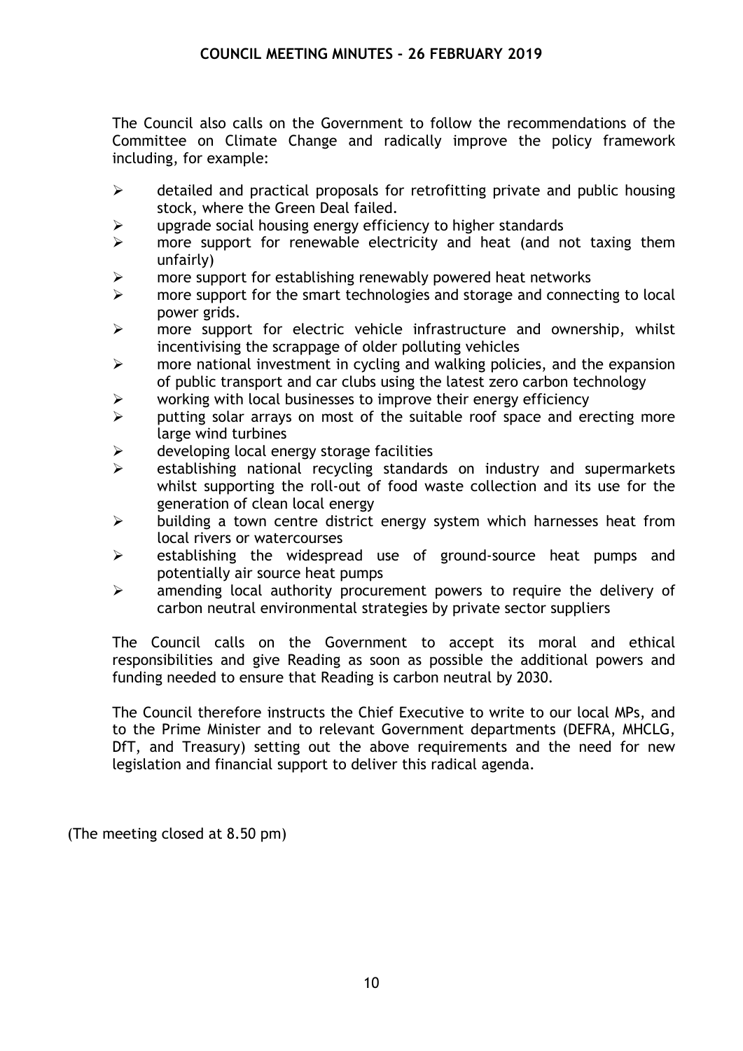The Council also calls on the Government to follow the recommendations of the Committee on Climate Change and radically improve the policy framework including, for example:

- detailed and practical proposals for retrofitting private and public housing stock, where the Green Deal failed.
- upgrade social housing energy efficiency to higher standards
- more support for renewable electricity and heat (and not taxing them unfairly)
- more support for establishing renewably powered heat networks
- more support for the smart technologies and storage and connecting to local power grids.
- more support for electric vehicle infrastructure and ownership, whilst incentivising the scrappage of older polluting vehicles
- more national investment in cycling and walking policies, and the expansion of public transport and car clubs using the latest zero carbon technology
- working with local businesses to improve their energy efficiency
- putting solar arrays on most of the suitable roof space and erecting more large wind turbines
- developing local energy storage facilities
- establishing national recycling standards on industry and supermarkets whilst supporting the roll-out of food waste collection and its use for the generation of clean local energy
- building a town centre district energy system which harnesses heat from local rivers or watercourses
- establishing the widespread use of ground-source heat pumps and potentially air source heat pumps
- amending local authority procurement powers to require the delivery of carbon neutral environmental strategies by private sector suppliers

The Council calls on the Government to accept its moral and ethical responsibilities and give Reading as soon as possible the additional powers and funding needed to ensure that Reading is carbon neutral by 2030.

The Council therefore instructs the Chief Executive to write to our local MPs, and to the Prime Minister and to relevant Government departments (DEFRA, MHCLG, DfT, and Treasury) setting out the above requirements and the need for new legislation and financial support to deliver this radical agenda.

(The meeting closed at 8.50 pm)